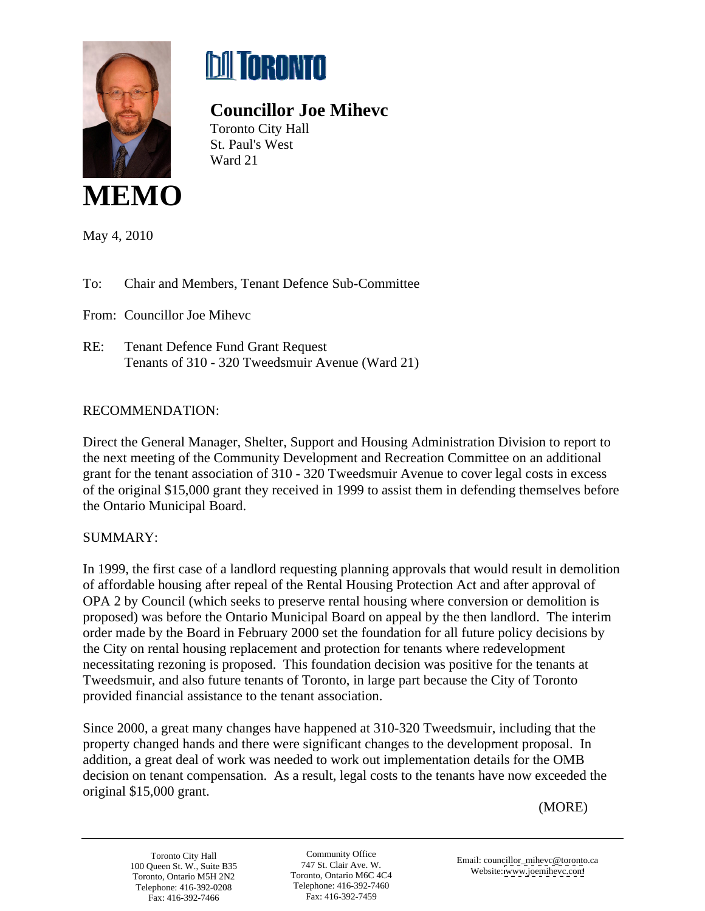**TORONTO**

**Councillor Joe Mihevc**
Toronto City Hall
St. Paul's West
Ward 21

# MEMO

May 4, 2010

To: Chair and Members, Tenant Defence Sub-Committee

From: Councillor Joe Mihevc

RE: Tenant Defence Fund Grant Request
Tenants of 310 - 320 Tweedsmuir Avenue (Ward 21)

RECOMMENDATION:

Direct the General Manager, Shelter, Support and Housing Administration Division to report to the next meeting of the Community Development and Recreation Committee on an additional grant for the tenant association of 310 - 320 Tweedsmuir Avenue to cover legal costs in excess of the original $15,000 grant they received in 1999 to assist them in defending themselves before the Ontario Municipal Board.

SUMMARY:

In 1999, the first case of a landlord requesting planning approvals that would result in demolition of affordable housing after repeal of the Rental Housing Protection Act and after approval of OPA 2 by Council (which seeks to preserve rental housing where conversion or demolition is proposed) was before the Ontario Municipal Board on appeal by the then landlord. The interim order made by the Board in February 2000 set the foundation for all future policy decisions by the City on rental housing replacement and protection for tenants where redevelopment necessitating rezoning is proposed. This foundation decision was positive for the tenants at Tweedsmuir, and also future tenants of Toronto, in large part because the City of Toronto provided financial assistance to the tenant association.

Since 2000, a great many changes have happened at 310-320 Tweedsmuir, including that the property changed hands and there were significant changes to the development proposal. In addition, a great deal of work was needed to work out implementation details for the OMB decision on tenant compensation. As a result, legal costs to the tenants have now exceeded the original $15,000 grant.

(MORE)

Toronto City Hall
100 Queen St. W., Suite B35
Toronto, Ontario M5H 2N2
Telephone: 416-392-0208
Fax: 416-392-7466

Community Office
747 St. Clair Ave. W.
Toronto, Ontario M6C 4C4
Telephone: 416-392-7460
Fax: 416-392-7459

Email: councillor_mihevc@toronto.ca
Website: www.joemihevc.com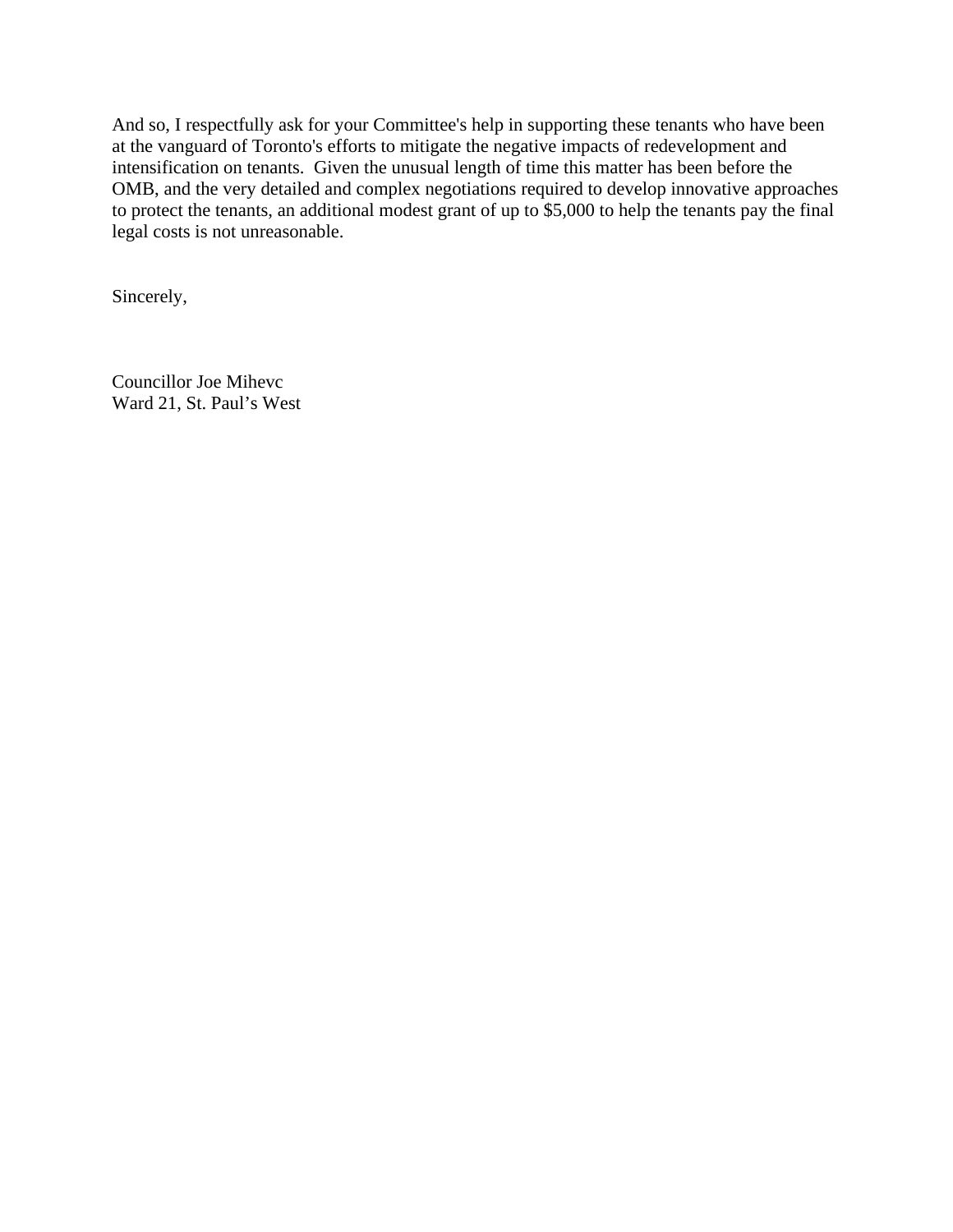And so, I respectfully ask for your Committee's help in supporting these tenants who have been at the vanguard of Toronto's efforts to mitigate the negative impacts of redevelopment and intensification on tenants. Given the unusual length of time this matter has been before the OMB, and the very detailed and complex negotiations required to develop innovative approaches to protect the tenants, an additional modest grant of up to $5,000 to help the tenants pay the final legal costs is not unreasonable.

Sincerely,

Councillor Joe Mihevc
Ward 21, St. Paul's West